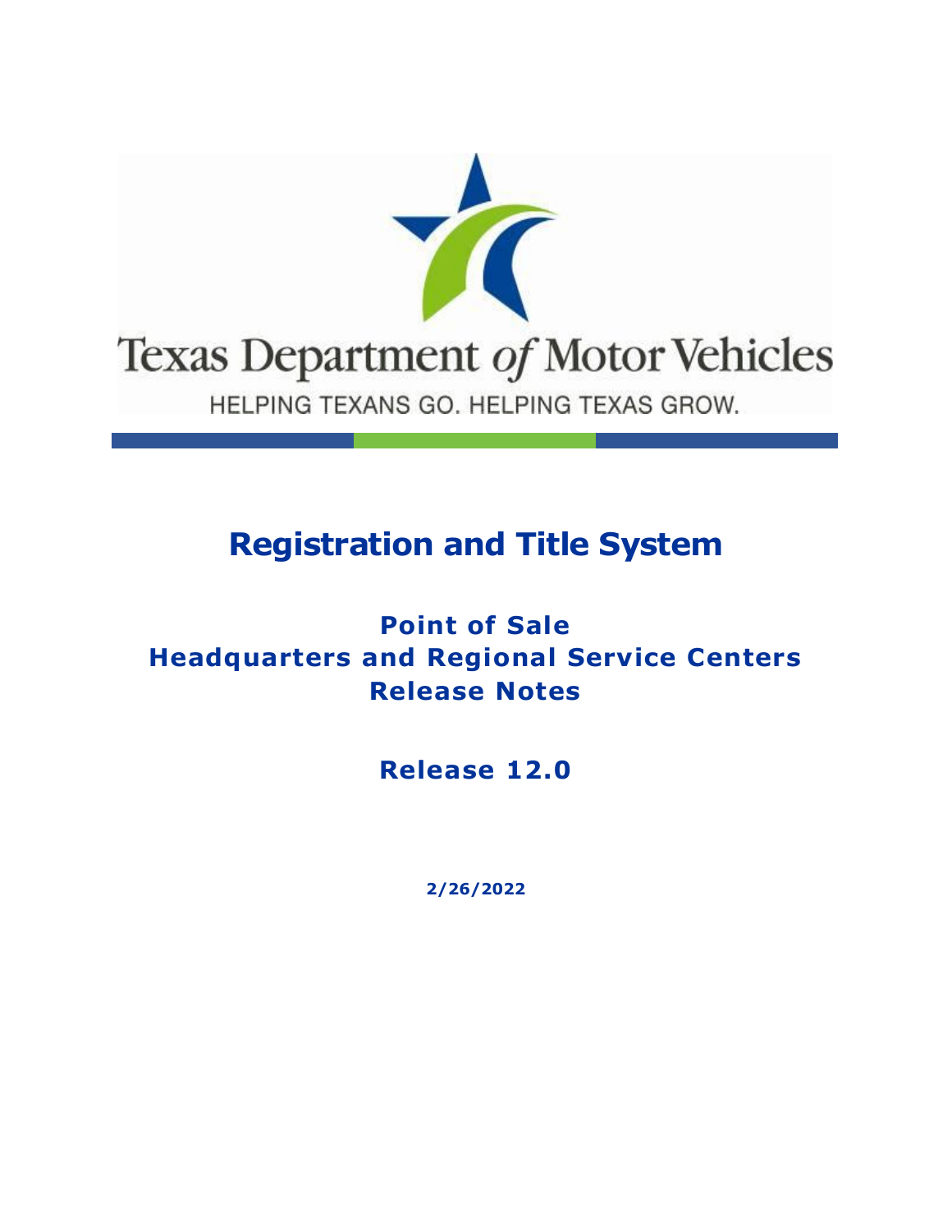Texas Department *of* Motor Vehicles

HELPING TEXANS GO. HELPING TEXAS GROW.

# Registration and Title System

## Point of Sale
## Headquarters and Regional Service Centers
## Release Notes

## Release 12.0

**2/26/2022**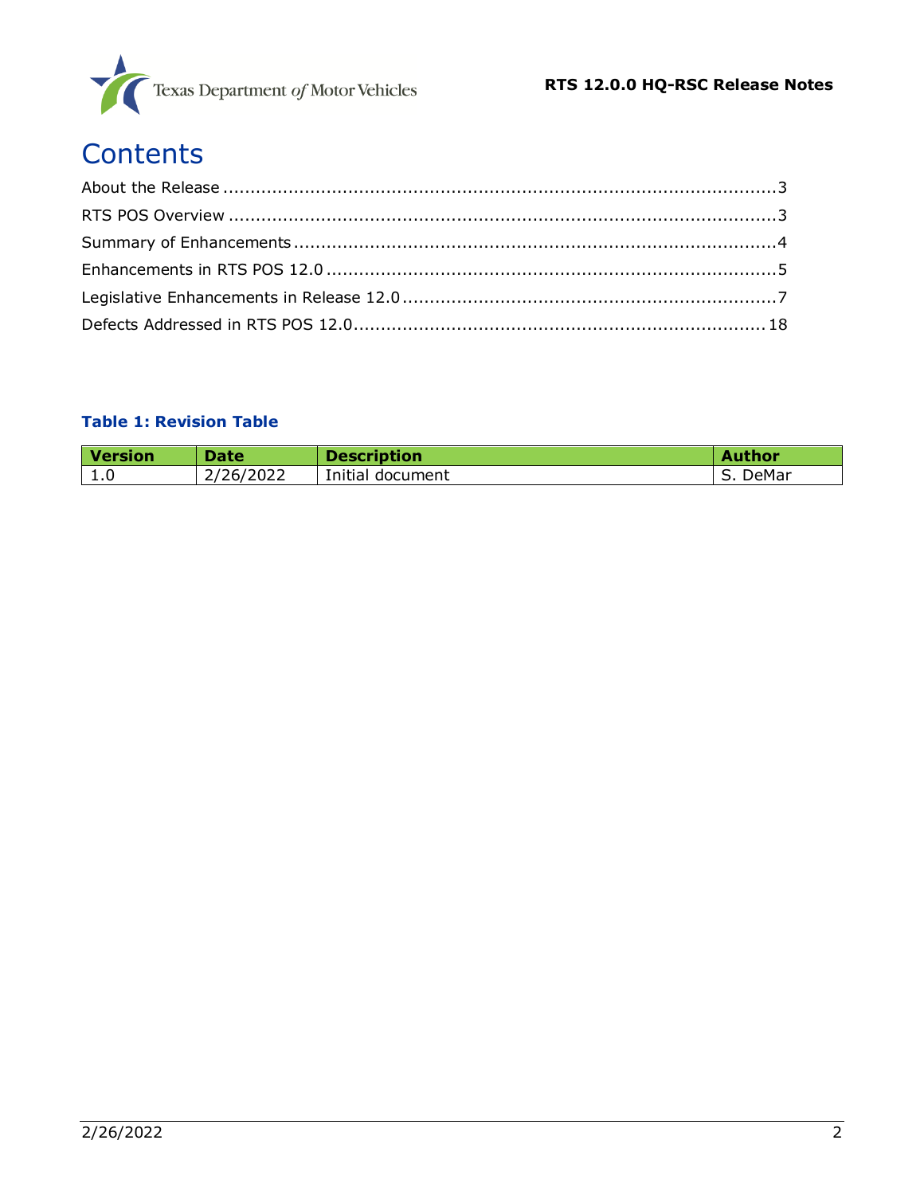# Contents

About the Release ........................................................................................................3
RTS POS Overview ......................................................................................................3
Summary of Enhancements ...........................................................................................4
Enhancements in RTS POS 12.0 ....................................................................................5
Legislative Enhancements in Release 12.0 ......................................................................7
Defects Addressed in RTS POS 12.0 ..............................................................................18

**Table 1: Revision Table**

| Version | Date | Description | Author |
| --- | --- | --- | --- |
| 1.0 | 2/26/2022 | Initial document | S. DeMar |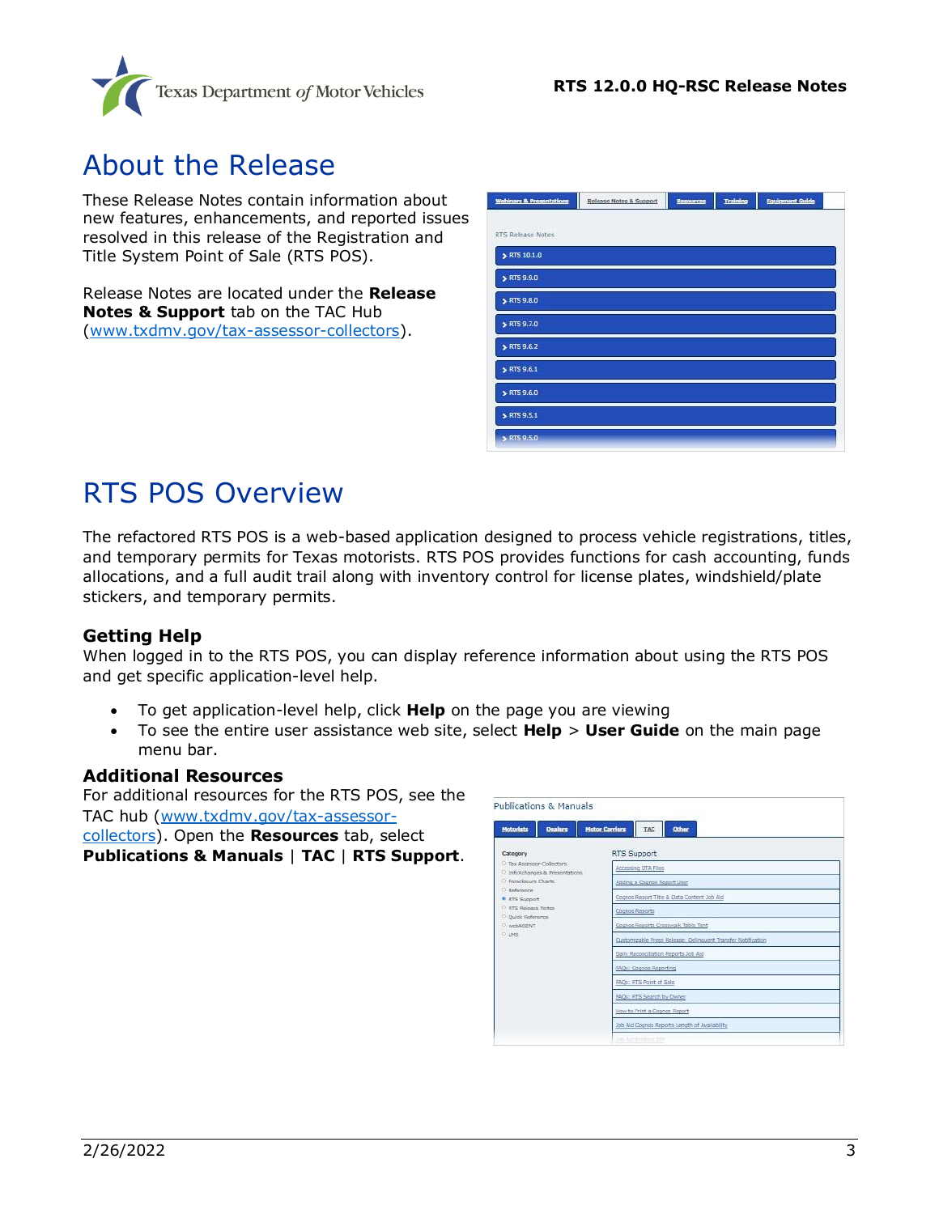# About the Release

These Release Notes contain information about new features, enhancements, and reported issues resolved in this release of the Registration and Title System Point of Sale (RTS POS).

Release Notes are located under the **Release Notes & Support** tab on the TAC Hub (www.txdmv.gov/tax-assessor-collectors).

# RTS POS Overview

The refactored RTS POS is a web-based application designed to process vehicle registrations, titles, and temporary permits for Texas motorists. RTS POS provides functions for cash accounting, funds allocations, and a full audit trail along with inventory control for license plates, windshield/plate stickers, and temporary permits.

### Getting Help

When logged in to the RTS POS, you can display reference information about using the RTS POS and get specific application-level help.

- To get application-level help, click **Help** on the page you are viewing
- To see the entire user assistance web site, select **Help** > **User Guide** on the main page menu bar.

### Additional Resources

For additional resources for the RTS POS, see the TAC hub (www.txdmv.gov/tax-assessor-collectors). Open the **Resources** tab, select **Publications & Manuals** | **TAC** | **RTS Support**.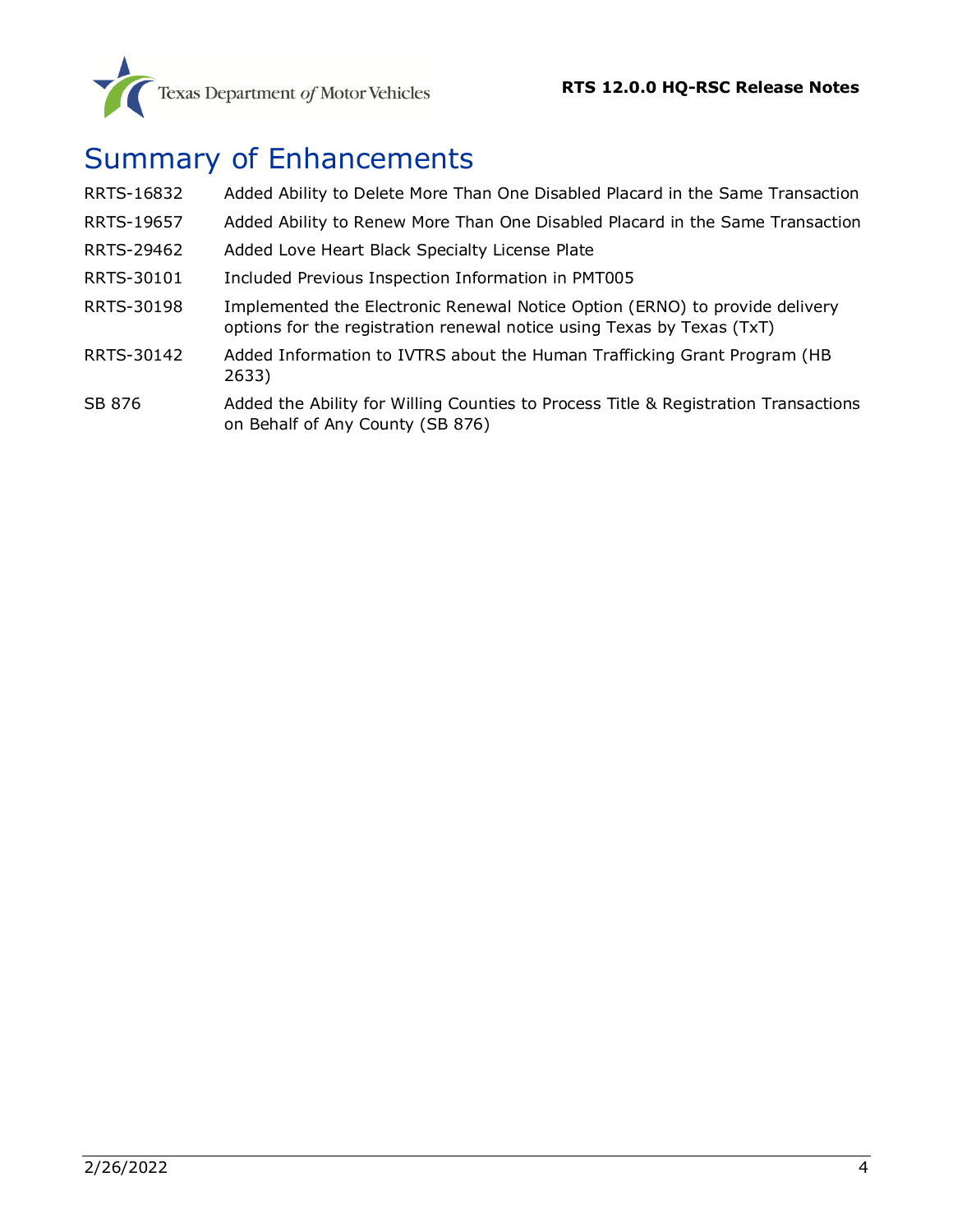# Summary of Enhancements

| | |
|---|---|
| RRTS-16832 | Added Ability to Delete More Than One Disabled Placard in the Same Transaction |
| RRTS-19657 | Added Ability to Renew More Than One Disabled Placard in the Same Transaction |
| RRTS-29462 | Added Love Heart Black Specialty License Plate |
| RRTS-30101 | Included Previous Inspection Information in PMT005 |
| RRTS-30198 | Implemented the Electronic Renewal Notice Option (ERNO) to provide delivery options for the registration renewal notice using Texas by Texas (TxT) |
| RRTS-30142 | Added Information to IVTRS about the Human Trafficking Grant Program (HB 2633) |
| SB 876 | Added the Ability for Willing Counties to Process Title & Registration Transactions on Behalf of Any County (SB 876) |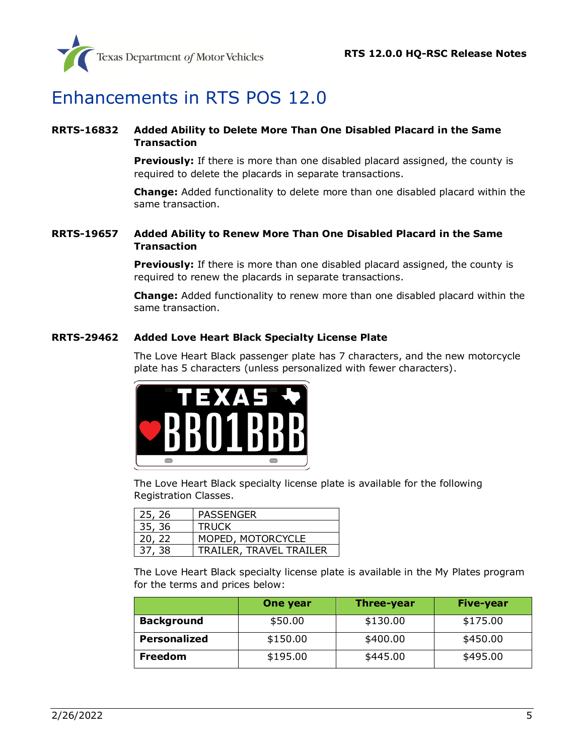# Enhancements in RTS POS 12.0

**RRTS-16832 Added Ability to Delete More Than One Disabled Placard in the Same Transaction**

**Previously:** If there is more than one disabled placard assigned, the county is required to delete the placards in separate transactions.

**Change:** Added functionality to delete more than one disabled placard within the same transaction.

**RRTS-19657 Added Ability to Renew More Than One Disabled Placard in the Same Transaction**

**Previously:** If there is more than one disabled placard assigned, the county is required to renew the placards in separate transactions.

**Change:** Added functionality to renew more than one disabled placard within the same transaction.

**RRTS-29462 Added Love Heart Black Specialty License Plate**

The Love Heart Black passenger plate has 7 characters, and the new motorcycle plate has 5 characters (unless personalized with fewer characters).

The Love Heart Black specialty license plate is available for the following Registration Classes.

| | |
|---|---|
| 25, 26 | PASSENGER |
| 35, 36 | TRUCK |
| 20, 22 | MOPED, MOTORCYCLE |
| 37, 38 | TRAILER, TRAVEL TRAILER |

The Love Heart Black specialty license plate is available in the My Plates program for the terms and prices below:

| | One year | Three-year | Five-year |
|---|---|---|---|
| **Background** | $50.00 | $130.00 | $175.00 |
| **Personalized** | $150.00 | $400.00 | $450.00 |
| **Freedom** | $195.00 | $445.00 | $495.00 |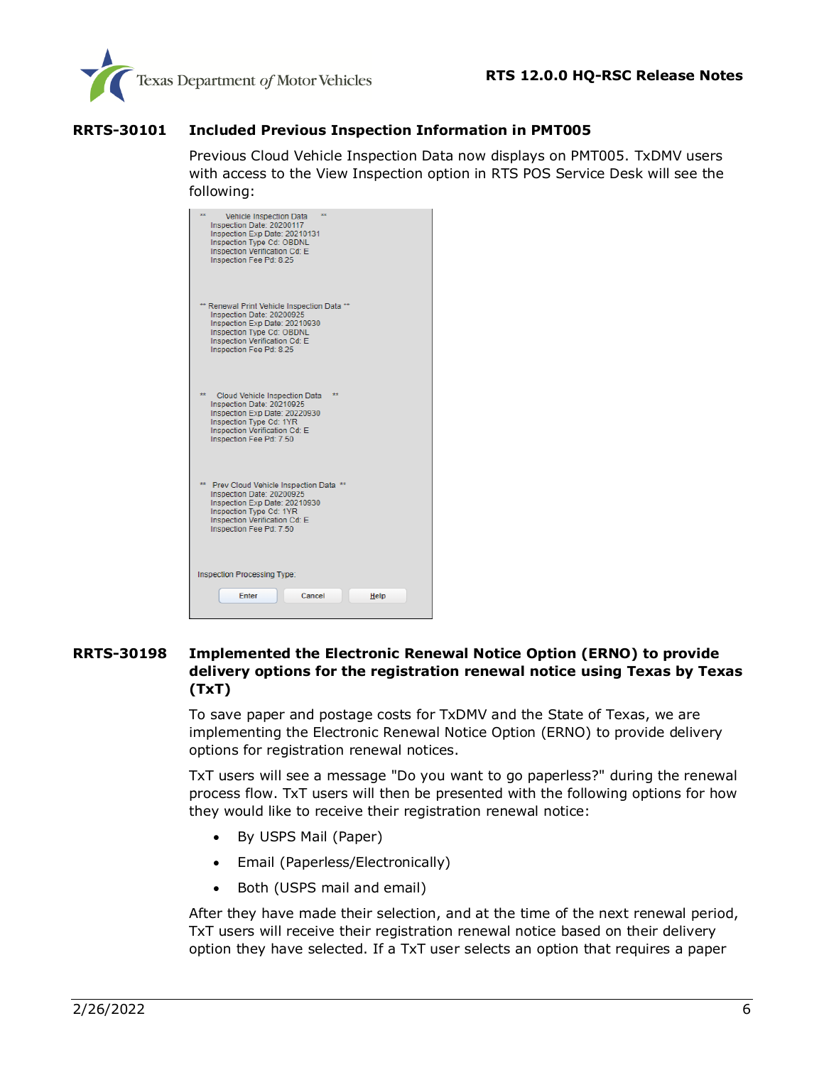## RRTS-30101 Included Previous Inspection Information in PMT005

Previous Cloud Vehicle Inspection Data now displays on PMT005. TxDMV users with access to the View Inspection option in RTS POS Service Desk will see the following:

```
**      Vehicle Inspection Data      **
     Inspection Date: 20200117
     Inspection Exp Date: 20210131
     Inspection Type Cd: OBDNL
     Inspection Verification Cd: E
     Inspection Fee Pd: 8.25

** Renewal Print Vehicle Inspection Data **
     Inspection Date: 20200925
     Inspection Exp Date: 20210930
     Inspection Type Cd: OBDNL
     Inspection Verification Cd: E
     Inspection Fee Pd: 8.25

**    Cloud Vehicle Inspection Data    **
     Inspection Date: 20210925
     Inspection Exp Date: 20220930
     Inspection Type Cd: 1YR
     Inspection Verification Cd: E
     Inspection Fee Pd: 7.50

**   Prev Cloud Vehicle Inspection Data  **
     Inspection Date: 20200925
     Inspection Exp Date: 20210930
     Inspection Type Cd: 1YR
     Inspection Verification Cd: E
     Inspection Fee Pd: 7.50

Inspection Processing Type:

[Enter]  [Cancel]  [Help]
```

## RRTS-30198 Implemented the Electronic Renewal Notice Option (ERNO) to provide delivery options for the registration renewal notice using Texas by Texas (TxT)

To save paper and postage costs for TxDMV and the State of Texas, we are implementing the Electronic Renewal Notice Option (ERNO) to provide delivery options for registration renewal notices.

TxT users will see a message "Do you want to go paperless?" during the renewal process flow. TxT users will then be presented with the following options for how they would like to receive their registration renewal notice:

- By USPS Mail (Paper)
- Email (Paperless/Electronically)
- Both (USPS mail and email)

After they have made their selection, and at the time of the next renewal period, TxT users will receive their registration renewal notice based on their delivery option they have selected. If a TxT user selects an option that requires a paper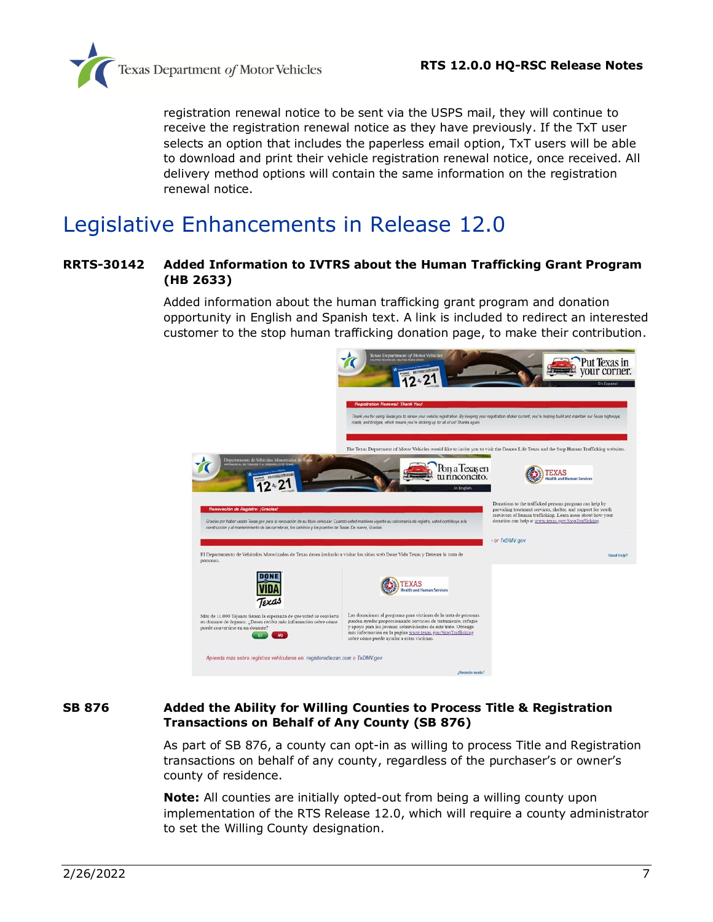registration renewal notice to be sent via the USPS mail, they will continue to receive the registration renewal notice as they have previously. If the TxT user selects an option that includes the paperless email option, TxT users will be able to download and print their vehicle registration renewal notice, once received. All delivery method options will contain the same information on the registration renewal notice.

# Legislative Enhancements in Release 12.0

### RRTS-30142 Added Information to IVTRS about the Human Trafficking Grant Program (HB 2633)

Added information about the human trafficking grant program and donation opportunity in English and Spanish text. A link is included to redirect an interested customer to the stop human trafficking donation page, to make their contribution.

### SB 876 Added the Ability for Willing Counties to Process Title & Registration Transactions on Behalf of Any County (SB 876)

As part of SB 876, a county can opt-in as willing to process Title and Registration transactions on behalf of any county, regardless of the purchaser's or owner's county of residence.

**Note:** All counties are initially opted-out from being a willing county upon implementation of the RTS Release 12.0, which will require a county administrator to set the Willing County designation.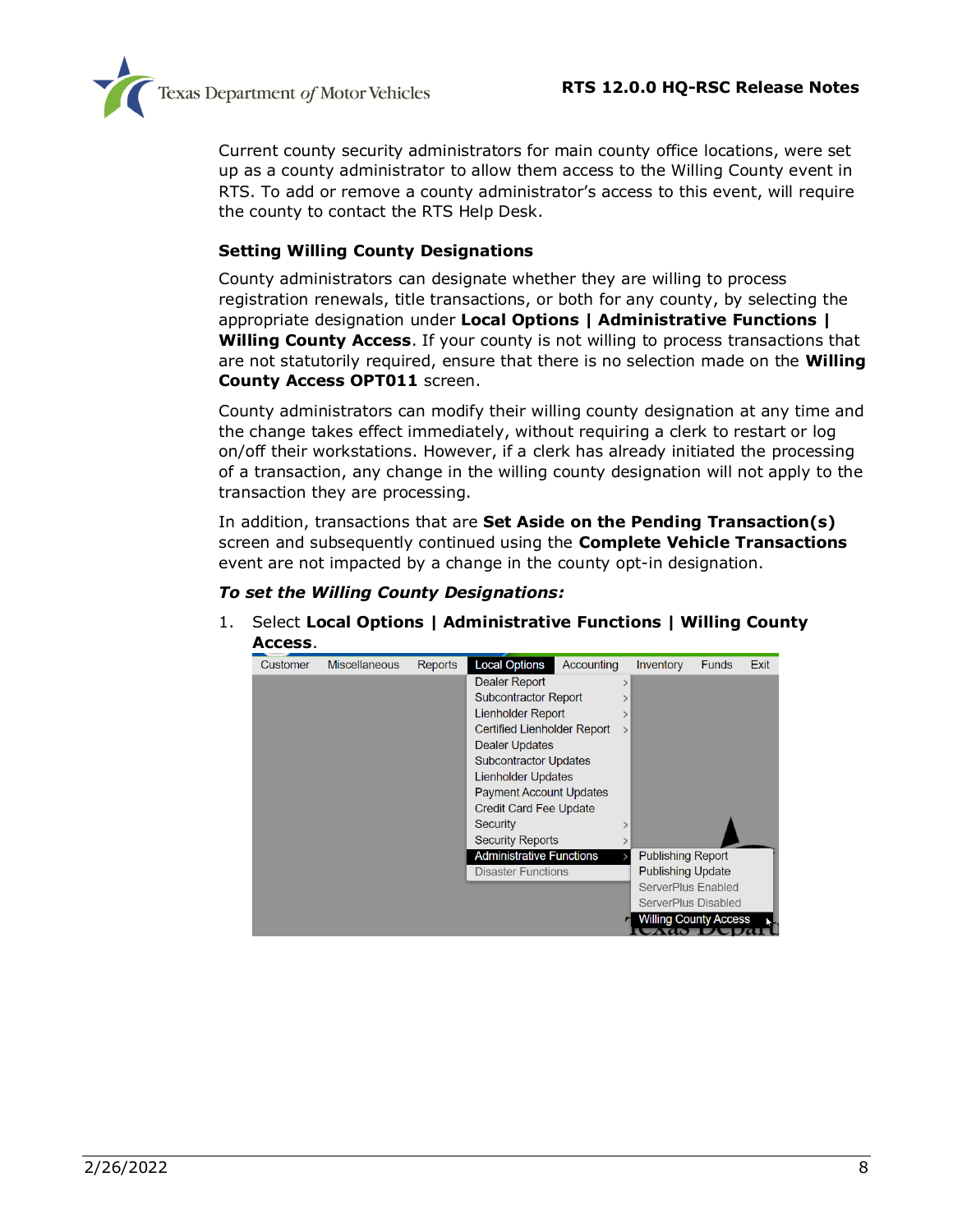Current county security administrators for main county office locations, were set up as a county administrator to allow them access to the Willing County event in RTS. To add or remove a county administrator's access to this event, will require the county to contact the RTS Help Desk.

### Setting Willing County Designations

County administrators can designate whether they are willing to process registration renewals, title transactions, or both for any county, by selecting the appropriate designation under **Local Options | Administrative Functions | Willing County Access**. If your county is not willing to process transactions that are not statutorily required, ensure that there is no selection made on the **Willing County Access OPT011** screen.

County administrators can modify their willing county designation at any time and the change takes effect immediately, without requiring a clerk to restart or log on/off their workstations. However, if a clerk has already initiated the processing of a transaction, any change in the willing county designation will not apply to the transaction they are processing.

In addition, transactions that are **Set Aside on the Pending Transaction(s)** screen and subsequently continued using the **Complete Vehicle Transactions** event are not impacted by a change in the county opt-in designation.

***To set the Willing County Designations:***

1. Select **Local Options | Administrative Functions | Willing County Access**.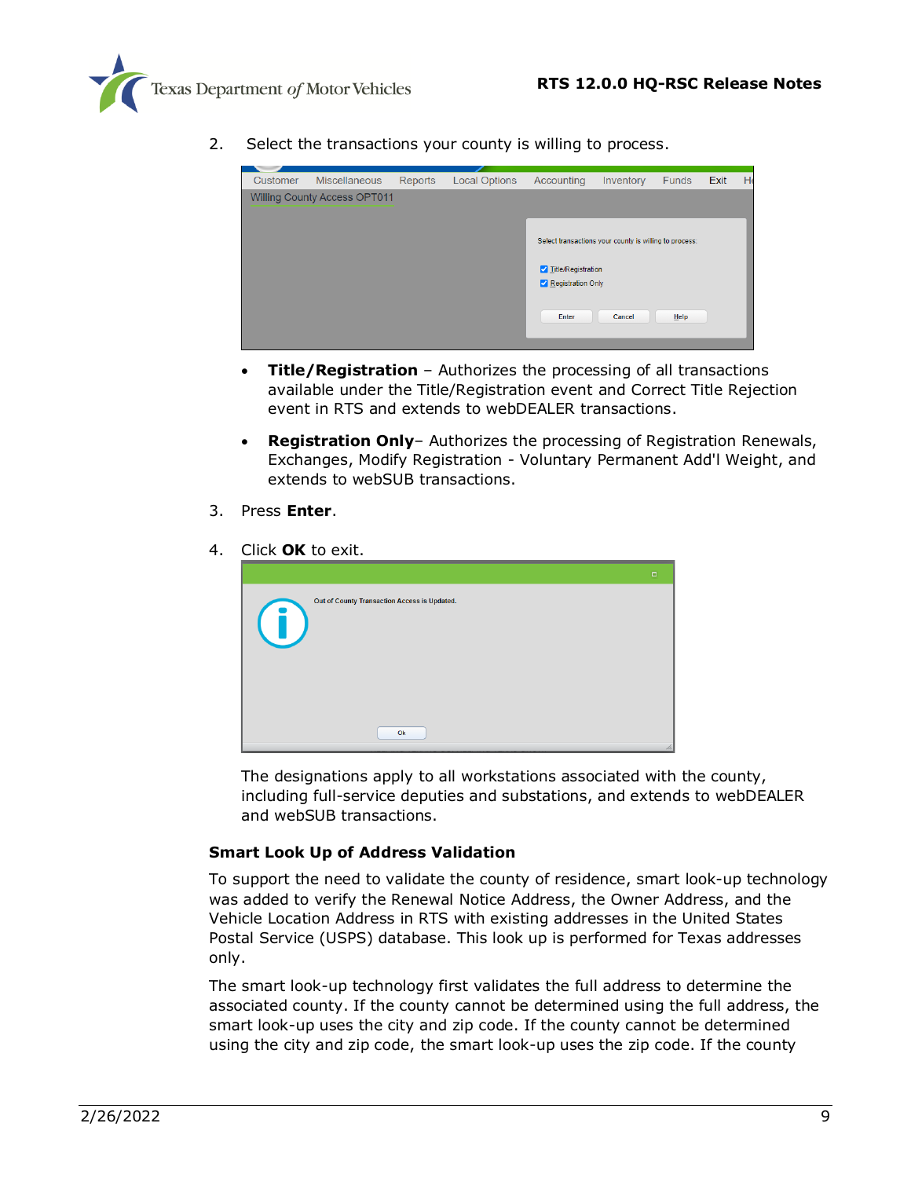2. Select the transactions your county is willing to process.

   - **Title/Registration** – Authorizes the processing of all transactions available under the Title/Registration event and Correct Title Rejection event in RTS and extends to webDEALER transactions.
   - **Registration Only**– Authorizes the processing of Registration Renewals, Exchanges, Modify Registration - Voluntary Permanent Add'l Weight, and extends to webSUB transactions.

3. Press **Enter**.

4. Click **OK** to exit.

   The designations apply to all workstations associated with the county, including full-service deputies and substations, and extends to webDEALER and webSUB transactions.

### Smart Look Up of Address Validation

To support the need to validate the county of residence, smart look-up technology was added to verify the Renewal Notice Address, the Owner Address, and the Vehicle Location Address in RTS with existing addresses in the United States Postal Service (USPS) database. This look up is performed for Texas addresses only.

The smart look-up technology first validates the full address to determine the associated county. If the county cannot be determined using the full address, the smart look-up uses the city and zip code. If the county cannot be determined using the city and zip code, the smart look-up uses the zip code. If the county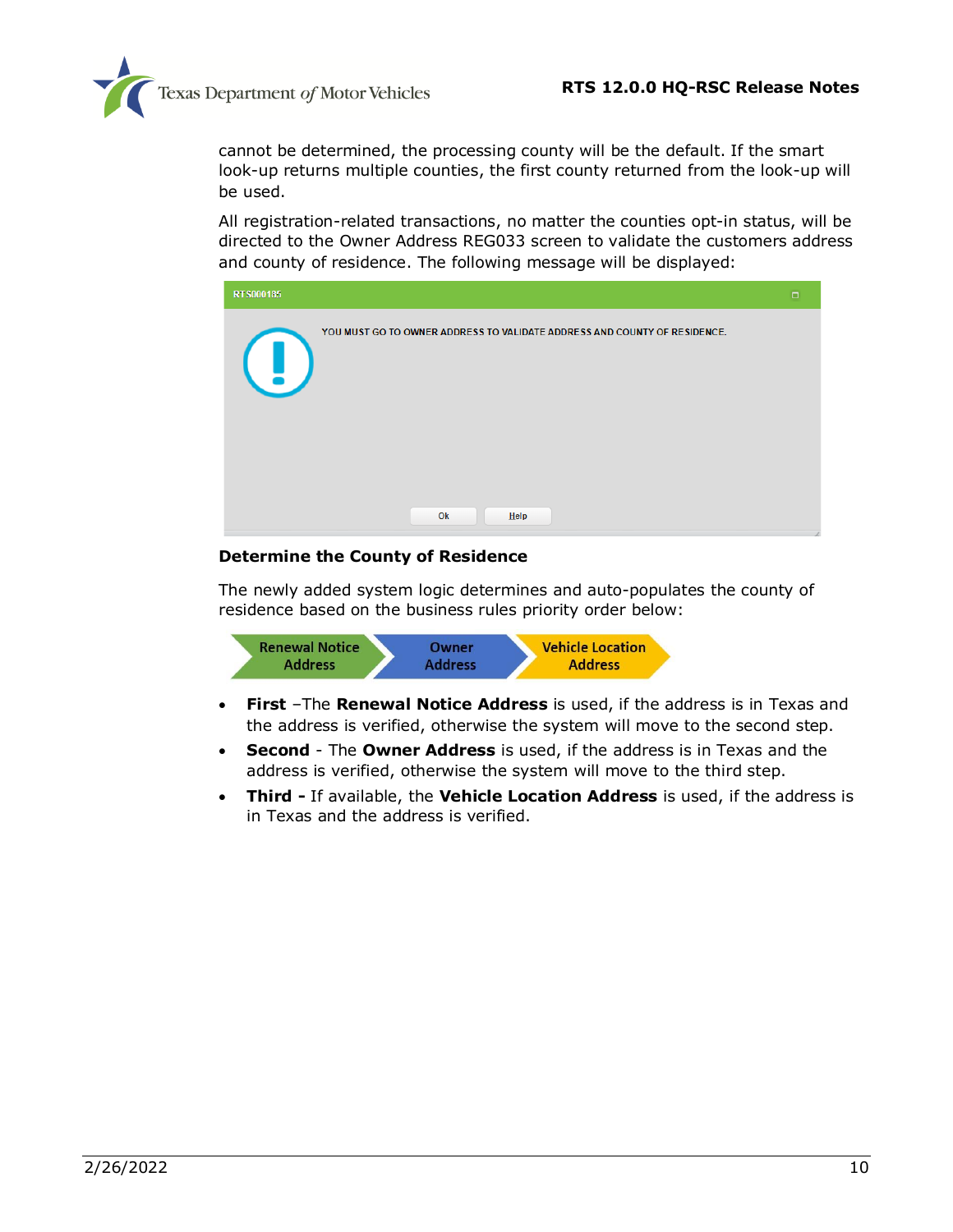cannot be determined, the processing county will be the default. If the smart look-up returns multiple counties, the first county returned from the look-up will be used.

All registration-related transactions, no matter the counties opt-in status, will be directed to the Owner Address REG033 screen to validate the customers address and county of residence. The following message will be displayed:

RTS000185

YOU MUST GO TO OWNER ADDRESS TO VALIDATE ADDRESS AND COUNTY OF RESIDENCE.

Ok    Help

### Determine the County of Residence

The newly added system logic determines and auto-populates the county of residence based on the business rules priority order below:

Renewal Notice Address → Owner Address → Vehicle Location Address

- **First** –The **Renewal Notice Address** is used, if the address is in Texas and the address is verified, otherwise the system will move to the second step.
- **Second** - The **Owner Address** is used, if the address is in Texas and the address is verified, otherwise the system will move to the third step.
- **Third -** If available, the **Vehicle Location Address** is used, if the address is in Texas and the address is verified.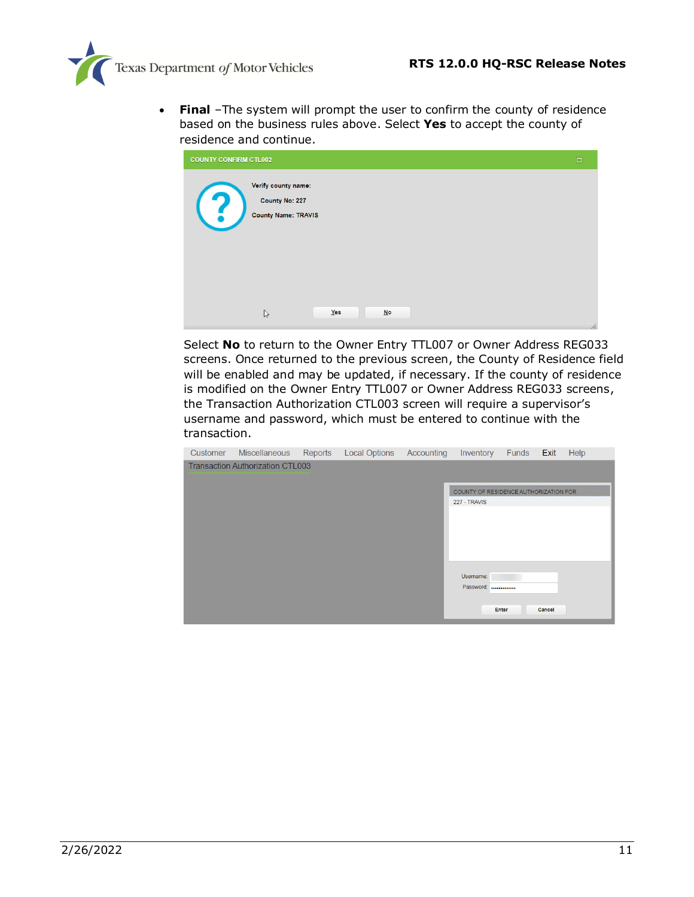- **Final** –The system will prompt the user to confirm the county of residence based on the business rules above. Select **Yes** to accept the county of residence and continue.

  Select **No** to return to the Owner Entry TTL007 or Owner Address REG033 screens. Once returned to the previous screen, the County of Residence field will be enabled and may be updated, if necessary. If the county of residence is modified on the Owner Entry TTL007 or Owner Address REG033 screens, the Transaction Authorization CTL003 screen will require a supervisor's username and password, which must be entered to continue with the transaction.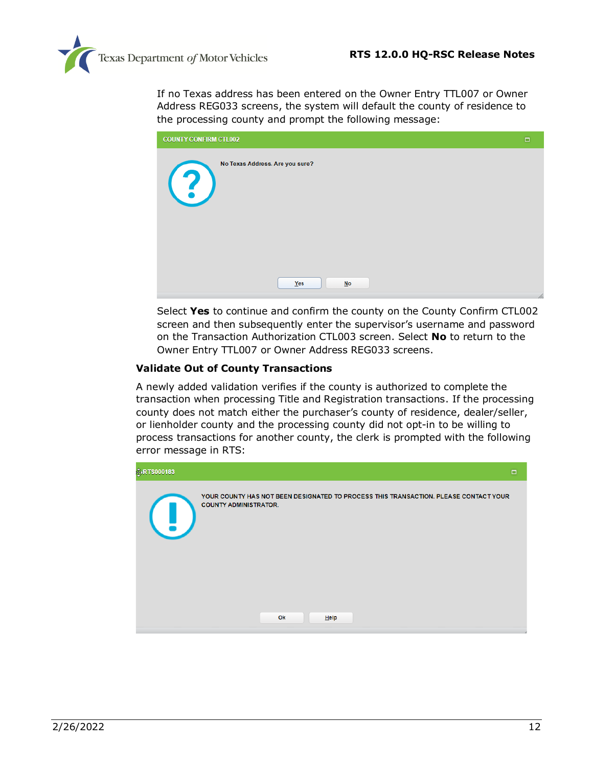If no Texas address has been entered on the Owner Entry TTL007 or Owner Address REG033 screens, the system will default the county of residence to the processing county and prompt the following message:

COUNTY CONFIRM CTL002

No Texas Address. Are you sure?

Yes No

Select **Yes** to continue and confirm the county on the County Confirm CTL002 screen and then subsequently enter the supervisor's username and password on the Transaction Authorization CTL003 screen. Select **No** to return to the Owner Entry TTL007 or Owner Address REG033 screens.

### Validate Out of County Transactions

A newly added validation verifies if the county is authorized to complete the transaction when processing Title and Registration transactions. If the processing county does not match either the purchaser's county of residence, dealer/seller, or lienholder county and the processing county did not opt-in to be willing to process transactions for another county, the clerk is prompted with the following error message in RTS:

RTS000183

YOUR COUNTY HAS NOT BEEN DESIGNATED TO PROCESS THIS TRANSACTION. PLEASE CONTACT YOUR COUNTY ADMINISTRATOR.

Ok Help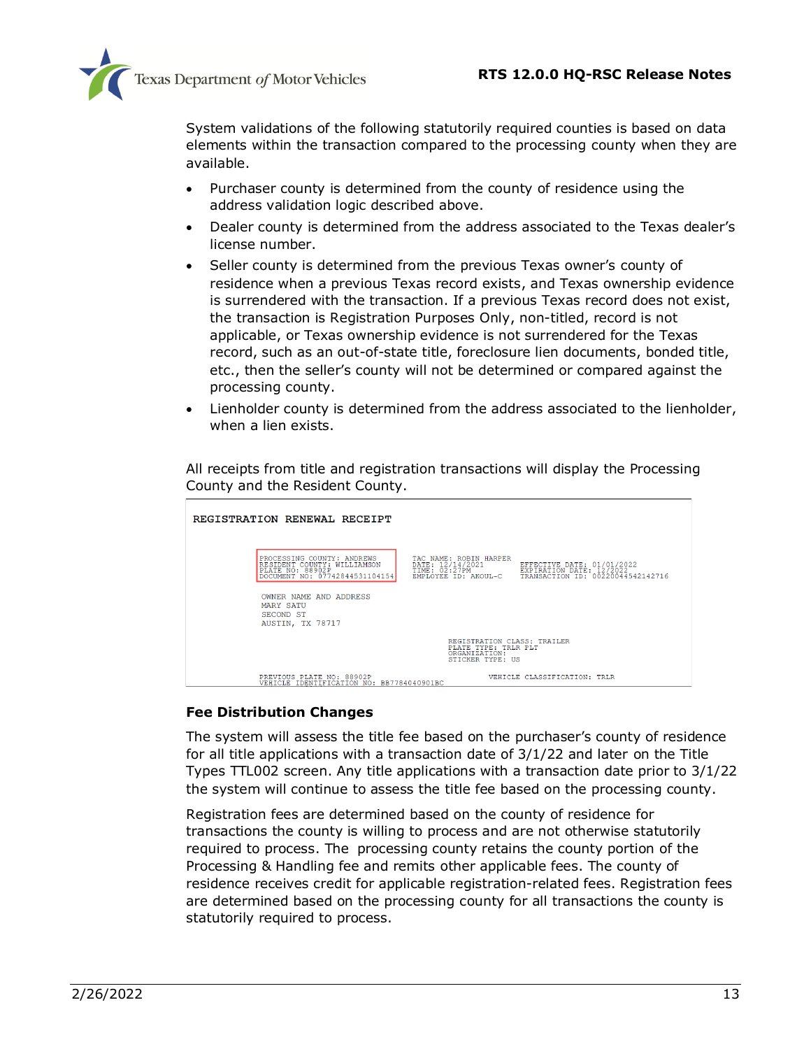System validations of the following statutorily required counties is based on data elements within the transaction compared to the processing county when they are available.

- Purchaser county is determined from the county of residence using the address validation logic described above.
- Dealer county is determined from the address associated to the Texas dealer's license number.
- Seller county is determined from the previous Texas owner's county of residence when a previous Texas record exists, and Texas ownership evidence is surrendered with the transaction. If a previous Texas record does not exist, the transaction is Registration Purposes Only, non-titled, record is not applicable, or Texas ownership evidence is not surrendered for the Texas record, such as an out-of-state title, foreclosure lien documents, bonded title, etc., then the seller's county will not be determined or compared against the processing county.
- Lienholder county is determined from the address associated to the lienholder, when a lien exists.

All receipts from title and registration transactions will display the Processing County and the Resident County.

```
REGISTRATION RENEWAL RECEIPT

PROCESSING COUNTY: ANDREWS          TAC NAME: ROBIN HARPER
RESIDENT COUNTY: WILLIAMSON         DATE: 12/14/2021           EFFECTIVE DATE: 01/01/2022
PLATE NO: 88902P                    TIME: 02:27PM              EXPIRATION DATE: 12/2022
DOCUMENT NO: 07742844531104154      EMPLOYEE ID: AKOUL-C       TRANSACTION ID: 00220044542142716

OWNER NAME AND ADDRESS
MARY SATU
SECOND ST
AUSTIN, TX 78717

                                    REGISTRATION CLASS: TRAILER
                                    PLATE TYPE: TRLR PLT
                                    ORGANIZATION:
                                    STICKER TYPE: US

PREVIOUS PLATE NO: 88902P                  VEHICLE CLASSIFICATION: TRLR
VEHICLE IDENTIFICATION NO: BB7784040901BC
```

### Fee Distribution Changes

The system will assess the title fee based on the purchaser's county of residence for all title applications with a transaction date of 3/1/22 and later on the Title Types TTL002 screen. Any title applications with a transaction date prior to 3/1/22 the system will continue to assess the title fee based on the processing county.

Registration fees are determined based on the county of residence for transactions the county is willing to process and are not otherwise statutorily required to process. The processing county retains the county portion of the Processing & Handling fee and remits other applicable fees. The county of residence receives credit for applicable registration-related fees. Registration fees are determined based on the processing county for all transactions the county is statutorily required to process.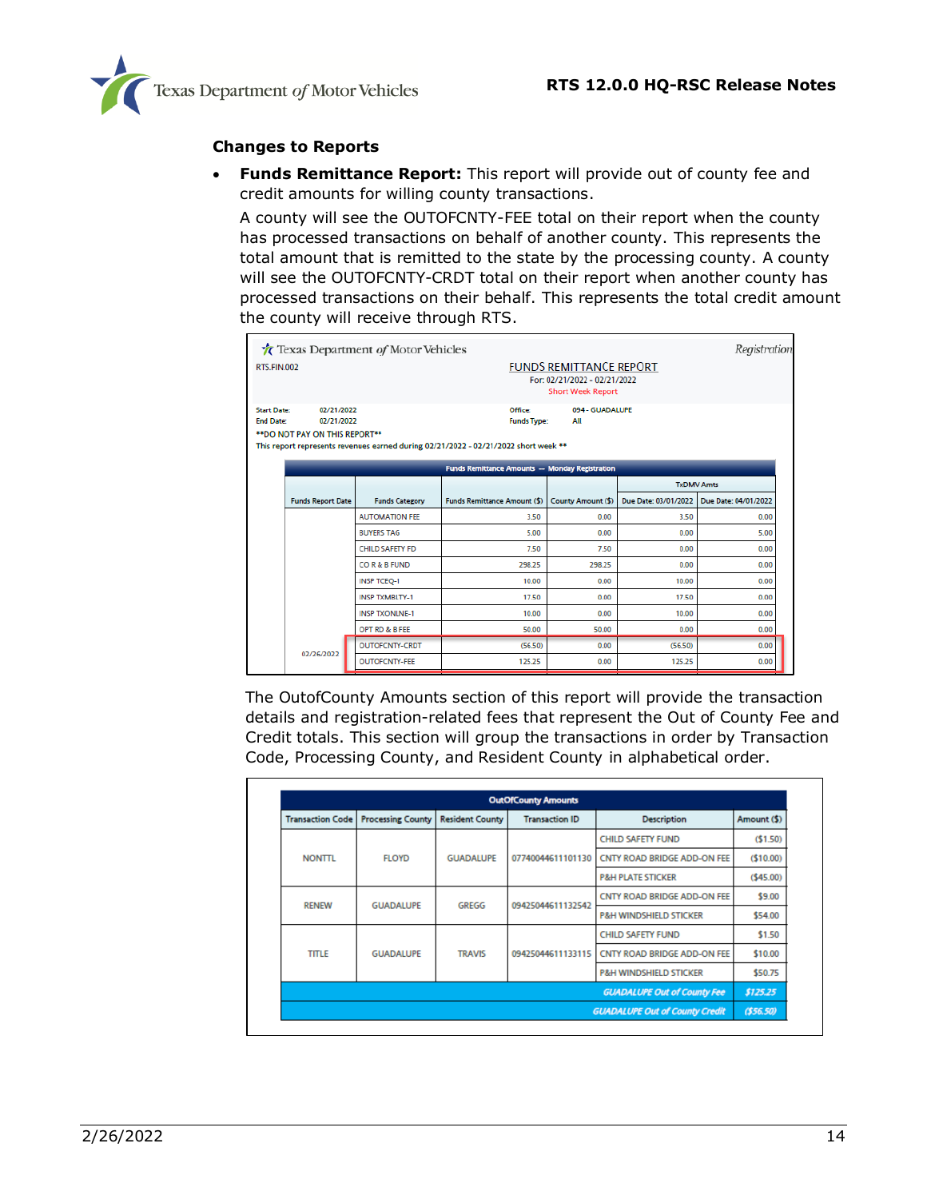## Changes to Reports

- **Funds Remittance Report:** This report will provide out of county fee and credit amounts for willing county transactions.

  A county will see the OUTOFCNTY-FEE total on their report when the county has processed transactions on behalf of another county. This represents the total amount that is remitted to the state by the processing county. A county will see the OUTOFCNTY-CRDT total on their report when another county has processed transactions on their behalf. This represents the total credit amount the county will receive through RTS.

Texas Department of Motor Vehicles — Registration

RTS.FIN.002

FUNDS REMITTANCE REPORT
For: 02/21/2022 - 02/21/2022
Short Week Report

Start Date: 02/21/2022
End Date: 02/21/2022
Office: 094 - GUADALUPE
Funds Type: All

**DO NOT PAY ON THIS REPORT**
This report represents revenues earned during 02/21/2022 - 02/21/2022 short week **

Funds Remittance Amounts — Monday Registration

| Funds Report Date | Funds Category | Funds Remittance Amount ($) | County Amount ($) | TxDMV Amts Due Date: 03/01/2022 | TxDMV Amts Due Date: 04/01/2022 |
|---|---|---|---|---|---|
| | AUTOMATION FEE | 3.50 | 0.00 | 3.50 | 0.00 |
| | BUYERS TAG | 5.00 | 0.00 | 0.00 | 5.00 |
| | CHILD SAFETY FD | 7.50 | 7.50 | 0.00 | 0.00 |
| | CO R & B FUND | 298.25 | 298.25 | 0.00 | 0.00 |
| | INSP TCEQ-I | 10.00 | 0.00 | 10.00 | 0.00 |
| | INSP TXMBLTY-1 | 17.50 | 0.00 | 17.50 | 0.00 |
| | INSP TXONLNE-1 | 10.00 | 0.00 | 10.00 | 0.00 |
| | OPT RD & B FEE | 50.00 | 50.00 | 0.00 | 0.00 |
| 02/26/2022 | OUTOFCNTY-CRDT | (56.50) | 0.00 | (56.50) | 0.00 |
| | OUTOFCNTY-FEE | 125.25 | 0.00 | 125.25 | 0.00 |

The OutofCounty Amounts section of this report will provide the transaction details and registration-related fees that represent the Out of County Fee and Credit totals. This section will group the transactions in order by Transaction Code, Processing County, and Resident County in alphabetical order.

OutOfCounty Amounts

| Transaction Code | Processing County | Resident County | Transaction ID | Description | Amount ($) |
|---|---|---|---|---|---|
| NONTTL | FLOYD | GUADALUPE | 07740044611101130 | CHILD SAFETY FUND | ($1.50) |
| | | | | CNTY ROAD BRIDGE ADD-ON FEE | ($10.00) |
| | | | | P&H PLATE STICKER | ($45.00) |
| RENEW | GUADALUPE | GREGG | 09425044611132542 | CNTY ROAD BRIDGE ADD-ON FEE | $9.00 |
| | | | | P&H WINDSHIELD STICKER | $54.00 |
| TITLE | GUADALUPE | TRAVIS | 09425044611133115 | CHILD SAFETY FUND | $1.50 |
| | | | | CNTY ROAD BRIDGE ADD-ON FEE | $10.00 |
| | | | | P&H WINDSHIELD STICKER | $50.75 |
| | | | | *GUADALUPE Out of County Fee* | *$125.25* |
| | | | | *GUADALUPE Out of County Credit* | *($56.50)* |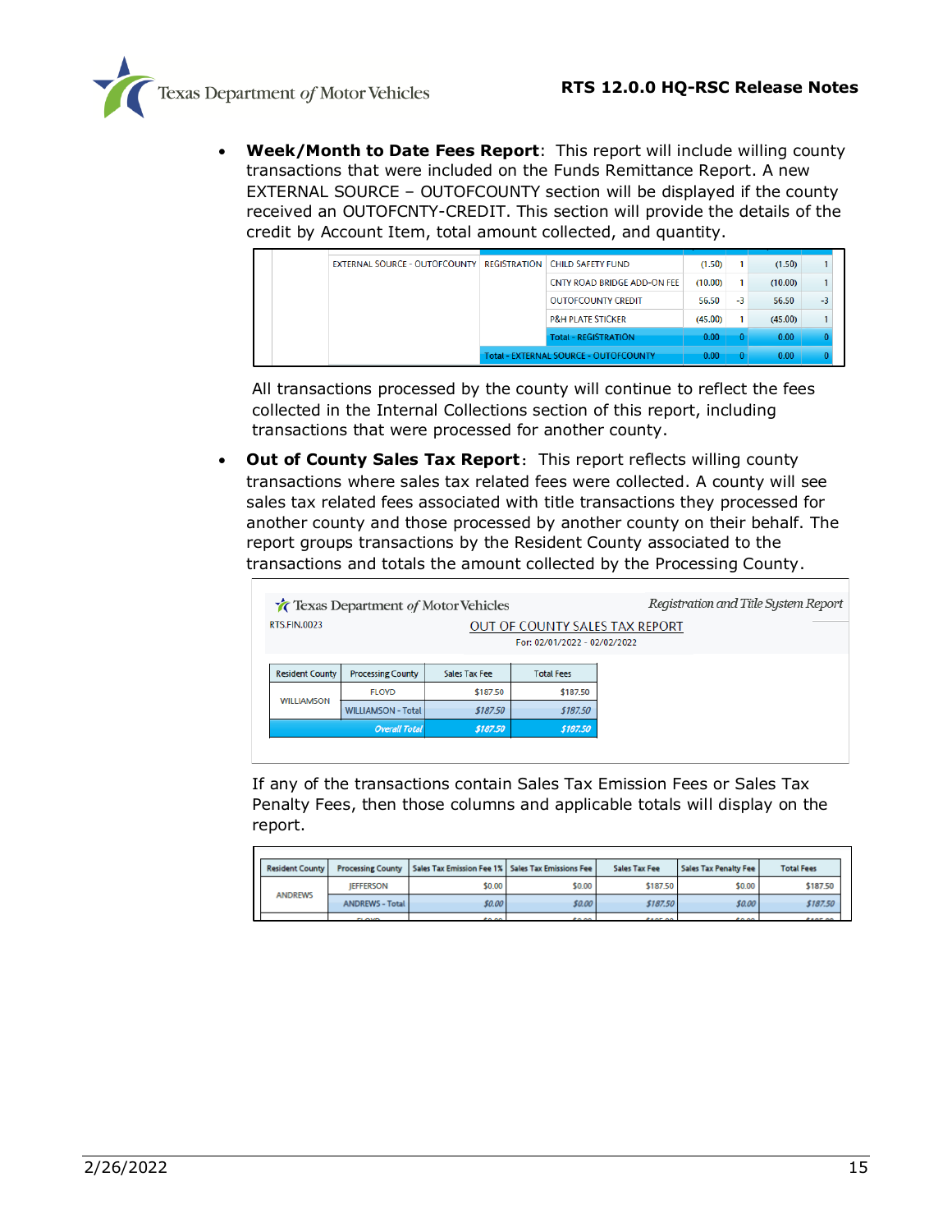- **Week/Month to Date Fees Report**: This report will include willing county transactions that were included on the Funds Remittance Report. A new EXTERNAL SOURCE – OUTOFCOUNTY section will be displayed if the county received an OUTOFCNTY-CREDIT. This section will provide the details of the credit by Account Item, total amount collected, and quantity.

| | | | | | | | |
|---|---|---|---|---|---|---|---|
| EXTERNAL SOURCE - OUTOFCOUNTY | REGISTRATION | CHILD SAFETY FUND | (1.50) | 1 | (1.50) | 1 |
| | | CNTY ROAD BRIDGE ADD-ON FEE | (10.00) | 1 | (10.00) | 1 |
| | | OUTOFCOUNTY CREDIT | 56.50 | -3 | 56.50 | -3 |
| | | P&H PLATE STICKER | (45.00) | 1 | (45.00) | 1 |
| | | Total - REGISTRATION | 0.00 | 0 | 0.00 | 0 |
| | Total - EXTERNAL SOURCE - OUTOFCOUNTY | | 0.00 | 0 | 0.00 | 0 |

All transactions processed by the county will continue to reflect the fees collected in the Internal Collections section of this report, including transactions that were processed for another county.

- **Out of County Sales Tax Report**: This report reflects willing county transactions where sales tax related fees were collected. A county will see sales tax related fees associated with title transactions they processed for another county and those processed by another county on their behalf. The report groups transactions by the Resident County associated to the transactions and totals the amount collected by the Processing County.

Texas Department *of* Motor Vehicles — *Registration and Title System Report*

RTS.FIN.0023

OUT OF COUNTY SALES TAX REPORT

For: 02/01/2022 - 02/02/2022

| Resident County | Processing County | Sales Tax Fee | Total Fees |
|---|---|---|---|
| WILLIAMSON | FLOYD | $187.50 | $187.50 |
| | WILLIAMSON - Total | *$187.50* | *$187.50* |
| | *Overall Total* | *$187.50* | *$187.50* |

If any of the transactions contain Sales Tax Emission Fees or Sales Tax Penalty Fees, then those columns and applicable totals will display on the report.

| Resident County | Processing County | Sales Tax Emission Fee 1% | Sales Tax Emissions Fee | Sales Tax Fee | Sales Tax Penalty Fee | Total Fees |
|---|---|---|---|---|---|---|
| ANDREWS | JEFFERSON | $0.00 | $0.00 | $187.50 | $0.00 | $187.50 |
| | ANDREWS - Total | *$0.00* | *$0.00* | *$187.50* | *$0.00* | *$187.50* |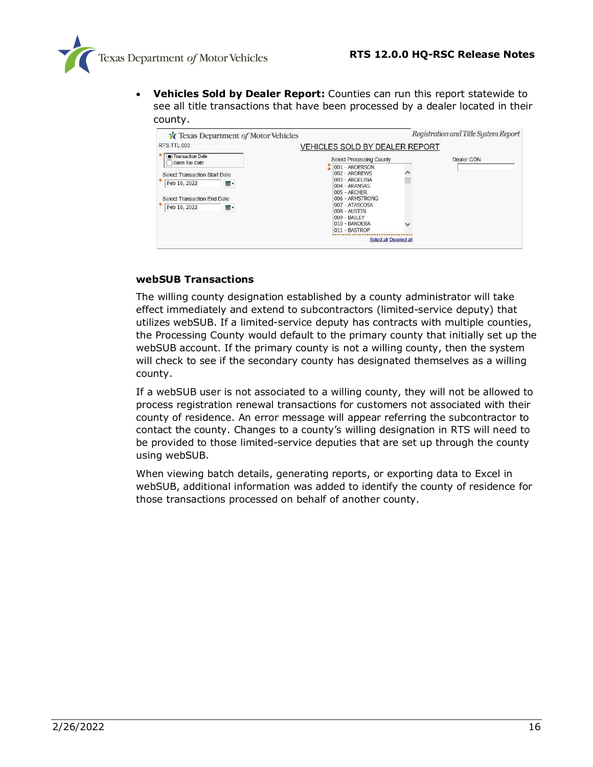- **Vehicles Sold by Dealer Report:** Counties can run this report statewide to see all title transactions that have been processed by a dealer located in their county.

## webSUB Transactions

The willing county designation established by a county administrator will take effect immediately and extend to subcontractors (limited-service deputy) that utilizes webSUB. If a limited-service deputy has contracts with multiple counties, the Processing County would default to the primary county that initially set up the webSUB account. If the primary county is not a willing county, then the system will check to see if the secondary county has designated themselves as a willing county.

If a webSUB user is not associated to a willing county, they will not be allowed to process registration renewal transactions for customers not associated with their county of residence. An error message will appear referring the subcontractor to contact the county. Changes to a county's willing designation in RTS will need to be provided to those limited-service deputies that are set up through the county using webSUB.

When viewing batch details, generating reports, or exporting data to Excel in webSUB, additional information was added to identify the county of residence for those transactions processed on behalf of another county.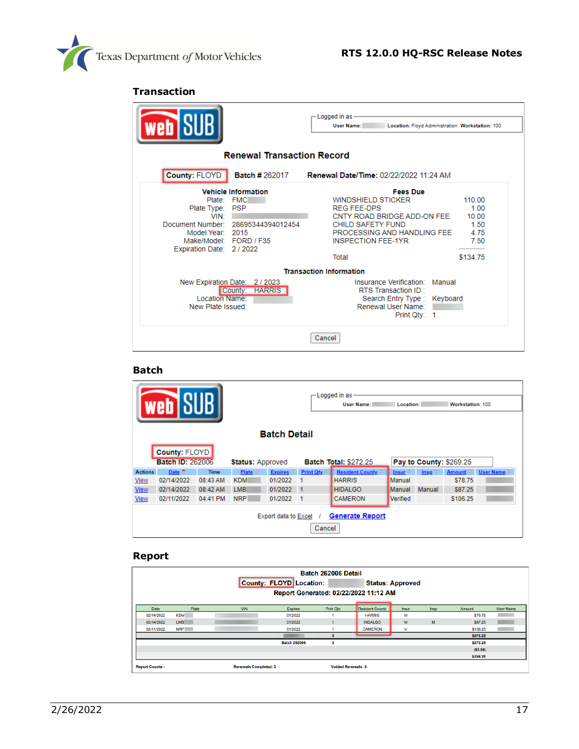## Transaction

Logged in as
User Name: Location: Floyd Administration Workstation: 100

**Renewal Transaction Record**

**County:** FLOYD **Batch #** 262017 **Renewal Date/Time:** 02/22/2022 11:24 AM

**Vehicle Information**

Plate: FMC
Plate Type: PSP
VIN:
Document Number: 28695344394012454
Model Year: 2015
Make/Model: FORD / F35
Expiration Date: 2 / 2022

**Fees Due**

| | |
|---|---|
| WINDSHIELD STICKER | 110.00 |
| REG FEE-DPS | 1.00 |
| CNTY ROAD BRIDGE ADD-ON FEE | 10.00 |
| CHILD SAFETY FUND | 1.50 |
| PROCESSING AND HANDLING FEE | 4.75 |
| INSPECTION FEE-1YR | 7.50 |
| Total | $134.75 |

**Transaction Information**

New Expiration Date: 2 / 2023
County: HARRIS
Location Name:
New Plate Issued:

Insurance Verification: Manual
RTS Transaction ID :
Search Entry Type : Keyboard
Renewal User Name:
Print Qty: 1

Cancel

## Batch

Logged in as
User Name: Location: Workstation: 100

**Batch Detail**

**County:** FLOYD
**Batch ID:** 262006 **Status:** Approved **Batch Total:** $272.25 **Pay to County:** $269.25

| Actions | Date | Time | Plate | Expires | Print Qty | Resident County | Insur | Insp | Amount | User Name |
|---|---|---|---|---|---|---|---|---|---|---|
| View | 02/14/2022 | 08:43 AM | KDM | 01/2022 | 1 | HARRIS | Manual | | $78.75 | |
| View | 02/14/2022 | 08:42 AM | LMB | 01/2022 | 1 | HIDALGO | Manual | Manual | $87.25 | |
| View | 02/11/2022 | 04:41 PM | NRP | 01/2022 | 1 | CAMERON | Verified | | $106.25 | |

Export data to Excel / **Generate Report**

Cancel

## Report

**Batch 262006 Detail**

**County: FLOYD** **Location:** **Status:** Approved

**Report Generated: 02/22/2022 11:12 AM**

| Date | Plate | VIN | Expires | Print Qty | Resident County | Insur | Insp | Amount | User Name |
|---|---|---|---|---|---|---|---|---|---|
| 02/14/2022 | KDM | | 01/2022 | 1 | HARRIS | M | | $78.75 | |
| 02/14/2022 | LMB | | 01/2022 | 1 | HIDALGO | M | M | $87.25 | |
| 02/11/2022 | NRP | | 01/2022 | 1 | CAMERON | V | | $106.25 | |
| | | | | 3 | | | | $272.25 | |
| | | | Batch 262006 | 3 | | | | $272.25 | |
| | | | | | | | | ($3.00) | |
| | | | | | | | | $269.25 | |

Report Counts - Renewals Completed: 3 Voided Renewals: 0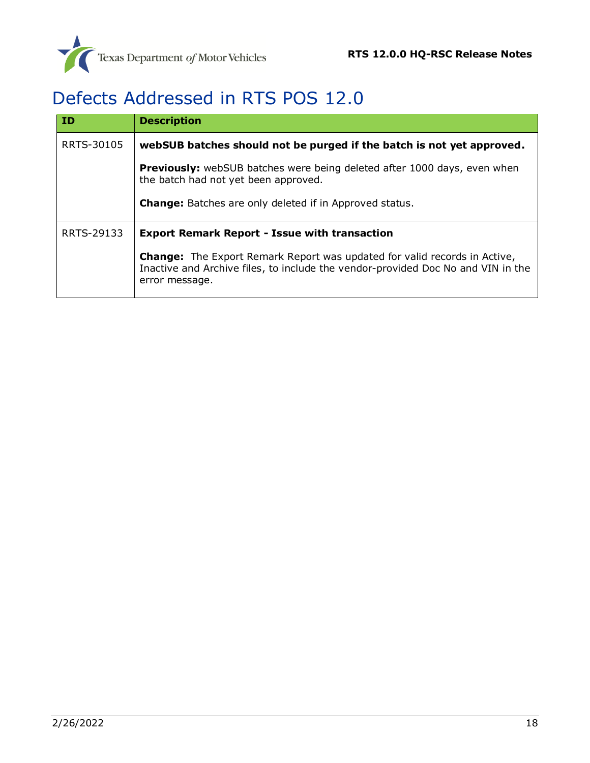# Defects Addressed in RTS POS 12.0

| ID | Description |
|---|---|
| RRTS-30105 | **webSUB batches should not be purged if the batch is not yet approved.**<br><br>**Previously:** webSUB batches were being deleted after 1000 days, even when the batch had not yet been approved.<br><br>**Change:** Batches are only deleted if in Approved status. |
| RRTS-29133 | **Export Remark Report - Issue with transaction**<br><br>**Change:** The Export Remark Report was updated for valid records in Active, Inactive and Archive files, to include the vendor-provided Doc No and VIN in the error message. |